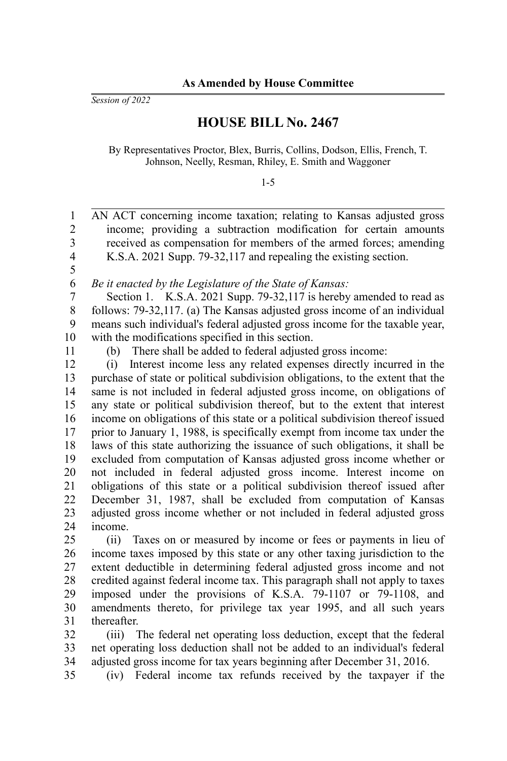**As Amended by House Committee**

*Session of 2022*

# HOUSE BILL No. 2467

By Representatives Proctor, Blex, Burris, Collins, Dodson, Ellis, French, T. Johnson, Neelly, Resman, Rhiley, E. Smith and Waggoner

1-5

AN ACT concerning income taxation; relating to Kansas adjusted gross income; providing a subtraction modification for certain amounts received as compensation for members of the armed forces; amending K.S.A. 2021 Supp. 79-32,117 and repealing the existing section.

*Be it enacted by the Legislature of the State of Kansas:*

Section 1. K.S.A. 2021 Supp. 79-32,117 is hereby amended to read as follows: 79-32,117. (a) The Kansas adjusted gross income of an individual means such individual's federal adjusted gross income for the taxable year, with the modifications specified in this section.

(b) There shall be added to federal adjusted gross income:

(i) Interest income less any related expenses directly incurred in the purchase of state or political subdivision obligations, to the extent that the same is not included in federal adjusted gross income, on obligations of any state or political subdivision thereof, but to the extent that interest income on obligations of this state or a political subdivision thereof issued prior to January 1, 1988, is specifically exempt from income tax under the laws of this state authorizing the issuance of such obligations, it shall be excluded from computation of Kansas adjusted gross income whether or not included in federal adjusted gross income. Interest income on obligations of this state or a political subdivision thereof issued after December 31, 1987, shall be excluded from computation of Kansas adjusted gross income whether or not included in federal adjusted gross income.

(ii) Taxes on or measured by income or fees or payments in lieu of income taxes imposed by this state or any other taxing jurisdiction to the extent deductible in determining federal adjusted gross income and not credited against federal income tax. This paragraph shall not apply to taxes imposed under the provisions of K.S.A. 79-1107 or 79-1108, and amendments thereto, for privilege tax year 1995, and all such years thereafter.

(iii) The federal net operating loss deduction, except that the federal net operating loss deduction shall not be added to an individual's federal adjusted gross income for tax years beginning after December 31, 2016.

(iv) Federal income tax refunds received by the taxpayer if the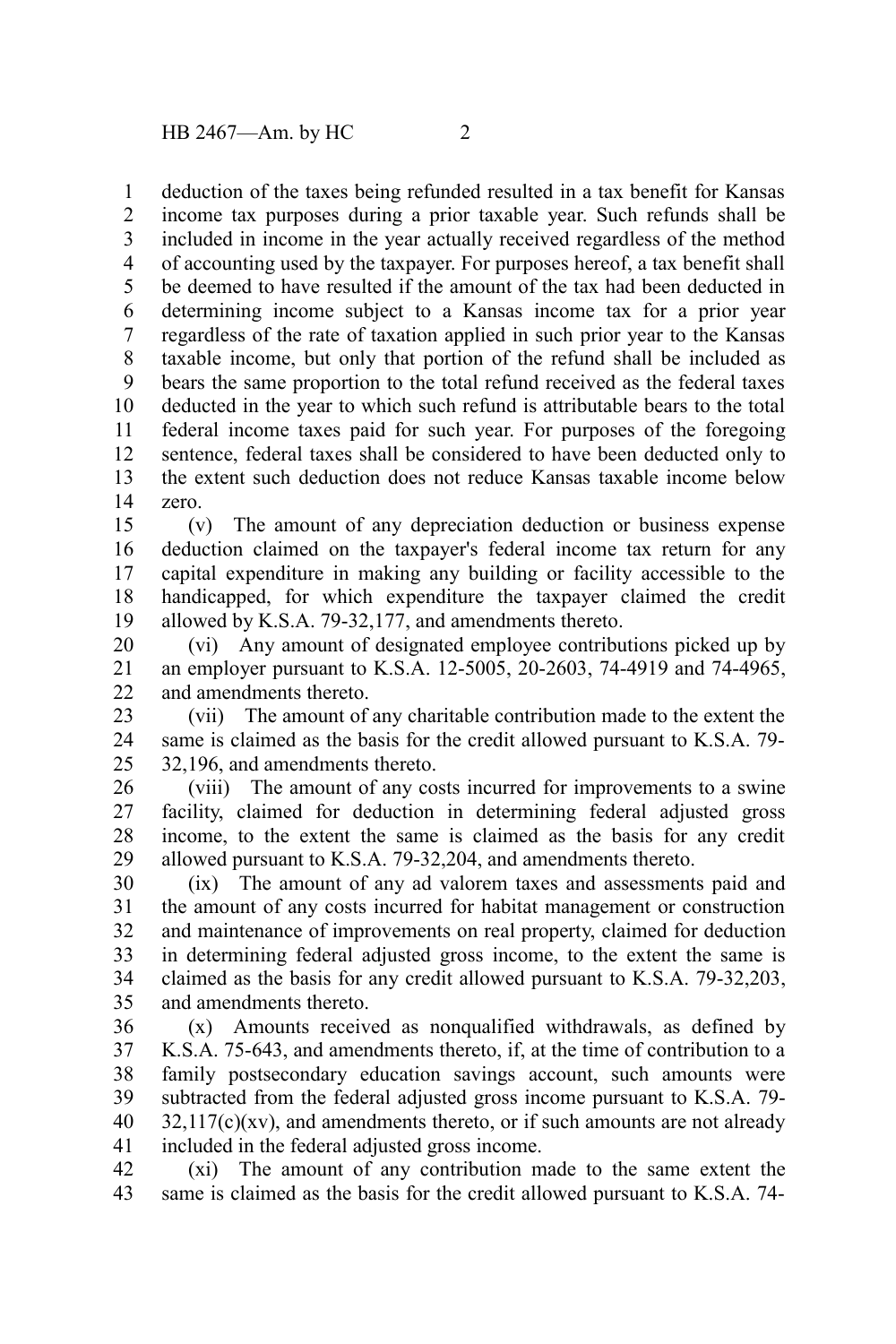deduction of the taxes being refunded resulted in a tax benefit for Kansas income tax purposes during a prior taxable year. Such refunds shall be included in income in the year actually received regardless of the method of accounting used by the taxpayer. For purposes hereof, a tax benefit shall be deemed to have resulted if the amount of the tax had been deducted in determining income subject to a Kansas income tax for a prior year regardless of the rate of taxation applied in such prior year to the Kansas taxable income, but only that portion of the refund shall be included as bears the same proportion to the total refund received as the federal taxes deducted in the year to which such refund is attributable bears to the total federal income taxes paid for such year. For purposes of the foregoing sentence, federal taxes shall be considered to have been deducted only to the extent such deduction does not reduce Kansas taxable income below zero.

(v) The amount of any depreciation deduction or business expense deduction claimed on the taxpayer's federal income tax return for any capital expenditure in making any building or facility accessible to the handicapped, for which expenditure the taxpayer claimed the credit allowed by K.S.A. 79-32,177, and amendments thereto.

(vi) Any amount of designated employee contributions picked up by an employer pursuant to K.S.A. 12-5005, 20-2603, 74-4919 and 74-4965, and amendments thereto.

(vii) The amount of any charitable contribution made to the extent the same is claimed as the basis for the credit allowed pursuant to K.S.A. 79-32,196, and amendments thereto.

(viii) The amount of any costs incurred for improvements to a swine facility, claimed for deduction in determining federal adjusted gross income, to the extent the same is claimed as the basis for any credit allowed pursuant to K.S.A. 79-32,204, and amendments thereto.

(ix) The amount of any ad valorem taxes and assessments paid and the amount of any costs incurred for habitat management or construction and maintenance of improvements on real property, claimed for deduction in determining federal adjusted gross income, to the extent the same is claimed as the basis for any credit allowed pursuant to K.S.A. 79-32,203, and amendments thereto.

(x) Amounts received as nonqualified withdrawals, as defined by K.S.A. 75-643, and amendments thereto, if, at the time of contribution to a family postsecondary education savings account, such amounts were subtracted from the federal adjusted gross income pursuant to K.S.A. 79-32,117(c)(xv), and amendments thereto, or if such amounts are not already included in the federal adjusted gross income.

(xi) The amount of any contribution made to the same extent the same is claimed as the basis for the credit allowed pursuant to K.S.A. 74-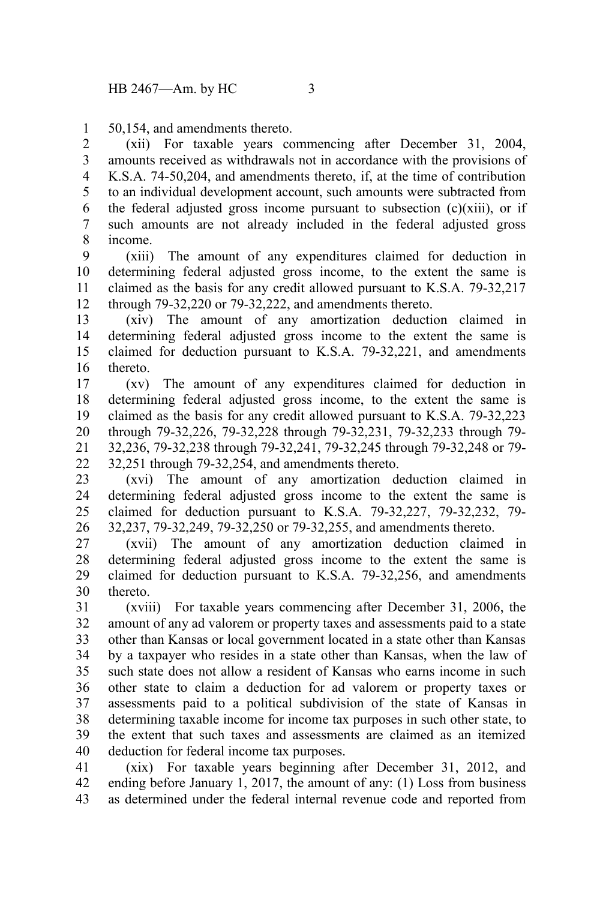50,154, and amendments thereto.

(xii) For taxable years commencing after December 31, 2004, amounts received as withdrawals not in accordance with the provisions of K.S.A. 74-50,204, and amendments thereto, if, at the time of contribution to an individual development account, such amounts were subtracted from the federal adjusted gross income pursuant to subsection (c)(xiii), or if such amounts are not already included in the federal adjusted gross income.

(xiii) The amount of any expenditures claimed for deduction in determining federal adjusted gross income, to the extent the same is claimed as the basis for any credit allowed pursuant to K.S.A. 79-32,217 through 79-32,220 or 79-32,222, and amendments thereto.

(xiv) The amount of any amortization deduction claimed in determining federal adjusted gross income to the extent the same is claimed for deduction pursuant to K.S.A. 79-32,221, and amendments thereto.

(xv) The amount of any expenditures claimed for deduction in determining federal adjusted gross income, to the extent the same is claimed as the basis for any credit allowed pursuant to K.S.A. 79-32,223 through 79-32,226, 79-32,228 through 79-32,231, 79-32,233 through 79-32,236, 79-32,238 through 79-32,241, 79-32,245 through 79-32,248 or 79-32,251 through 79-32,254, and amendments thereto.

(xvi) The amount of any amortization deduction claimed in determining federal adjusted gross income to the extent the same is claimed for deduction pursuant to K.S.A. 79-32,227, 79-32,232, 79-32,237, 79-32,249, 79-32,250 or 79-32,255, and amendments thereto.

(xvii) The amount of any amortization deduction claimed in determining federal adjusted gross income to the extent the same is claimed for deduction pursuant to K.S.A. 79-32,256, and amendments thereto.

(xviii) For taxable years commencing after December 31, 2006, the amount of any ad valorem or property taxes and assessments paid to a state other than Kansas or local government located in a state other than Kansas by a taxpayer who resides in a state other than Kansas, when the law of such state does not allow a resident of Kansas who earns income in such other state to claim a deduction for ad valorem or property taxes or assessments paid to a political subdivision of the state of Kansas in determining taxable income for income tax purposes in such other state, to the extent that such taxes and assessments are claimed as an itemized deduction for federal income tax purposes.

(xix) For taxable years beginning after December 31, 2012, and ending before January 1, 2017, the amount of any: (1) Loss from business as determined under the federal internal revenue code and reported from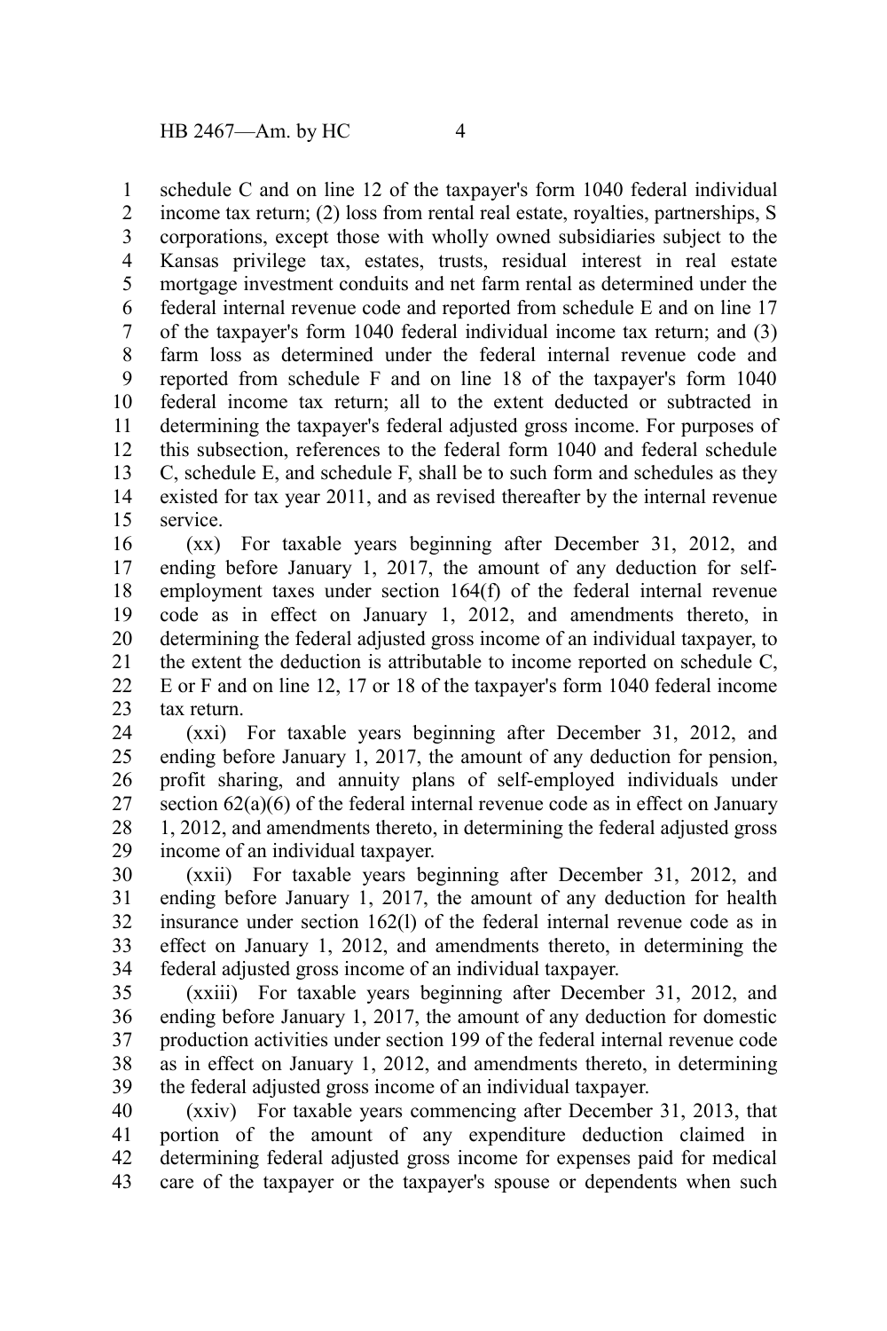schedule C and on line 12 of the taxpayer's form 1040 federal individual income tax return; (2) loss from rental real estate, royalties, partnerships, S corporations, except those with wholly owned subsidiaries subject to the Kansas privilege tax, estates, trusts, residual interest in real estate mortgage investment conduits and net farm rental as determined under the federal internal revenue code and reported from schedule E and on line 17 of the taxpayer's form 1040 federal individual income tax return; and (3) farm loss as determined under the federal internal revenue code and reported from schedule F and on line 18 of the taxpayer's form 1040 federal income tax return; all to the extent deducted or subtracted in determining the taxpayer's federal adjusted gross income. For purposes of this subsection, references to the federal form 1040 and federal schedule C, schedule E, and schedule F, shall be to such form and schedules as they existed for tax year 2011, and as revised thereafter by the internal revenue service.

(xx) For taxable years beginning after December 31, 2012, and ending before January 1, 2017, the amount of any deduction for self-employment taxes under section 164(f) of the federal internal revenue code as in effect on January 1, 2012, and amendments thereto, in determining the federal adjusted gross income of an individual taxpayer, to the extent the deduction is attributable to income reported on schedule C, E or F and on line 12, 17 or 18 of the taxpayer's form 1040 federal income tax return.

(xxi) For taxable years beginning after December 31, 2012, and ending before January 1, 2017, the amount of any deduction for pension, profit sharing, and annuity plans of self-employed individuals under section 62(a)(6) of the federal internal revenue code as in effect on January 1, 2012, and amendments thereto, in determining the federal adjusted gross income of an individual taxpayer.

(xxii) For taxable years beginning after December 31, 2012, and ending before January 1, 2017, the amount of any deduction for health insurance under section 162(l) of the federal internal revenue code as in effect on January 1, 2012, and amendments thereto, in determining the federal adjusted gross income of an individual taxpayer.

(xxiii) For taxable years beginning after December 31, 2012, and ending before January 1, 2017, the amount of any deduction for domestic production activities under section 199 of the federal internal revenue code as in effect on January 1, 2012, and amendments thereto, in determining the federal adjusted gross income of an individual taxpayer.

(xxiv) For taxable years commencing after December 31, 2013, that portion of the amount of any expenditure deduction claimed in determining federal adjusted gross income for expenses paid for medical care of the taxpayer or the taxpayer's spouse or dependents when such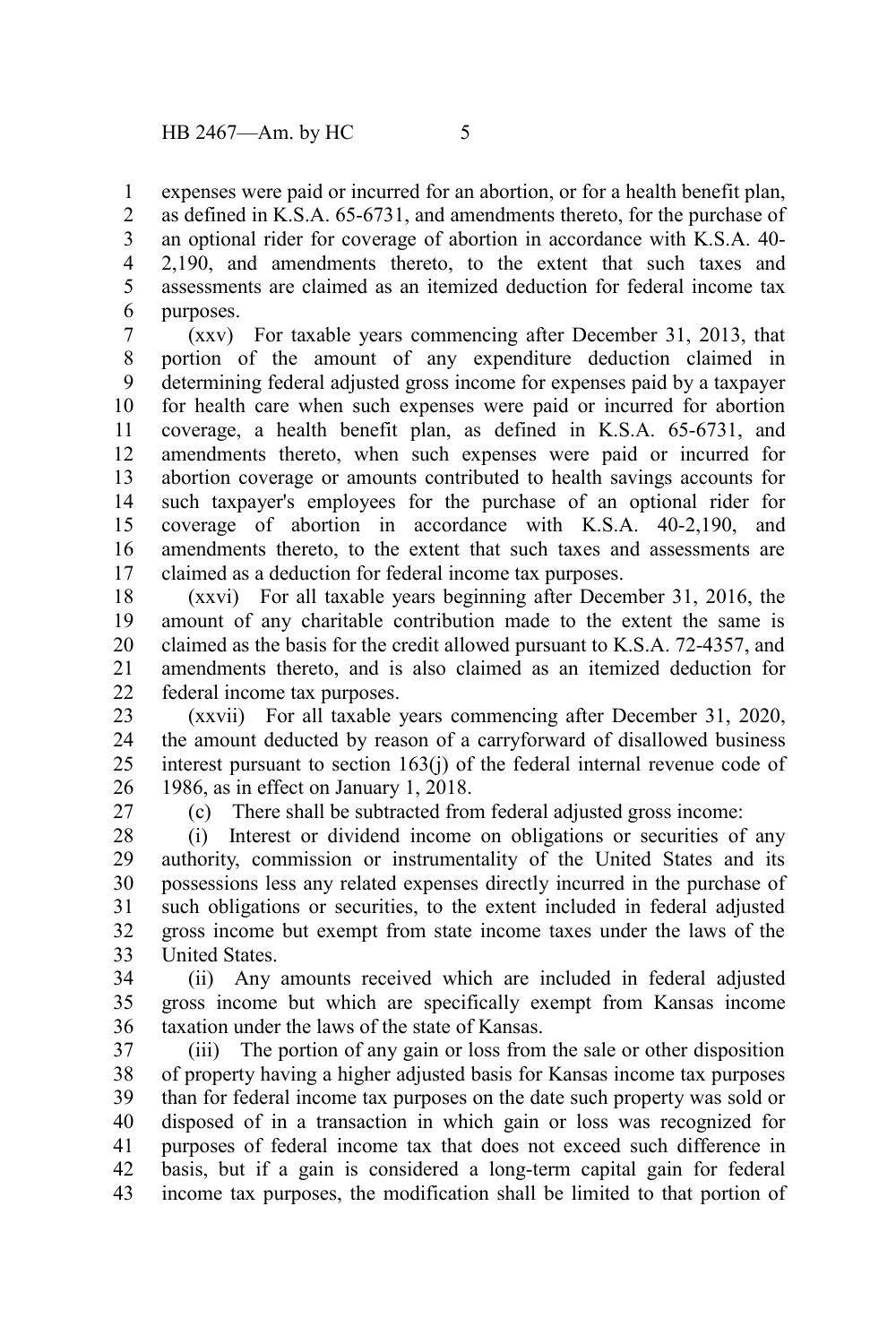expenses were paid or incurred for an abortion, or for a health benefit plan, as defined in K.S.A. 65-6731, and amendments thereto, for the purchase of an optional rider for coverage of abortion in accordance with K.S.A. 40-2,190, and amendments thereto, to the extent that such taxes and assessments are claimed as an itemized deduction for federal income tax purposes.

(xxv) For taxable years commencing after December 31, 2013, that portion of the amount of any expenditure deduction claimed in determining federal adjusted gross income for expenses paid by a taxpayer for health care when such expenses were paid or incurred for abortion coverage, a health benefit plan, as defined in K.S.A. 65-6731, and amendments thereto, when such expenses were paid or incurred for abortion coverage or amounts contributed to health savings accounts for such taxpayer's employees for the purchase of an optional rider for coverage of abortion in accordance with K.S.A. 40-2,190, and amendments thereto, to the extent that such taxes and assessments are claimed as a deduction for federal income tax purposes.

(xxvi) For all taxable years beginning after December 31, 2016, the amount of any charitable contribution made to the extent the same is claimed as the basis for the credit allowed pursuant to K.S.A. 72-4357, and amendments thereto, and is also claimed as an itemized deduction for federal income tax purposes.

(xxvii) For all taxable years commencing after December 31, 2020, the amount deducted by reason of a carryforward of disallowed business interest pursuant to section 163(j) of the federal internal revenue code of 1986, as in effect on January 1, 2018.

(c) There shall be subtracted from federal adjusted gross income:

(i) Interest or dividend income on obligations or securities of any authority, commission or instrumentality of the United States and its possessions less any related expenses directly incurred in the purchase of such obligations or securities, to the extent included in federal adjusted gross income but exempt from state income taxes under the laws of the United States.

(ii) Any amounts received which are included in federal adjusted gross income but which are specifically exempt from Kansas income taxation under the laws of the state of Kansas.

(iii) The portion of any gain or loss from the sale or other disposition of property having a higher adjusted basis for Kansas income tax purposes than for federal income tax purposes on the date such property was sold or disposed of in a transaction in which gain or loss was recognized for purposes of federal income tax that does not exceed such difference in basis, but if a gain is considered a long-term capital gain for federal income tax purposes, the modification shall be limited to that portion of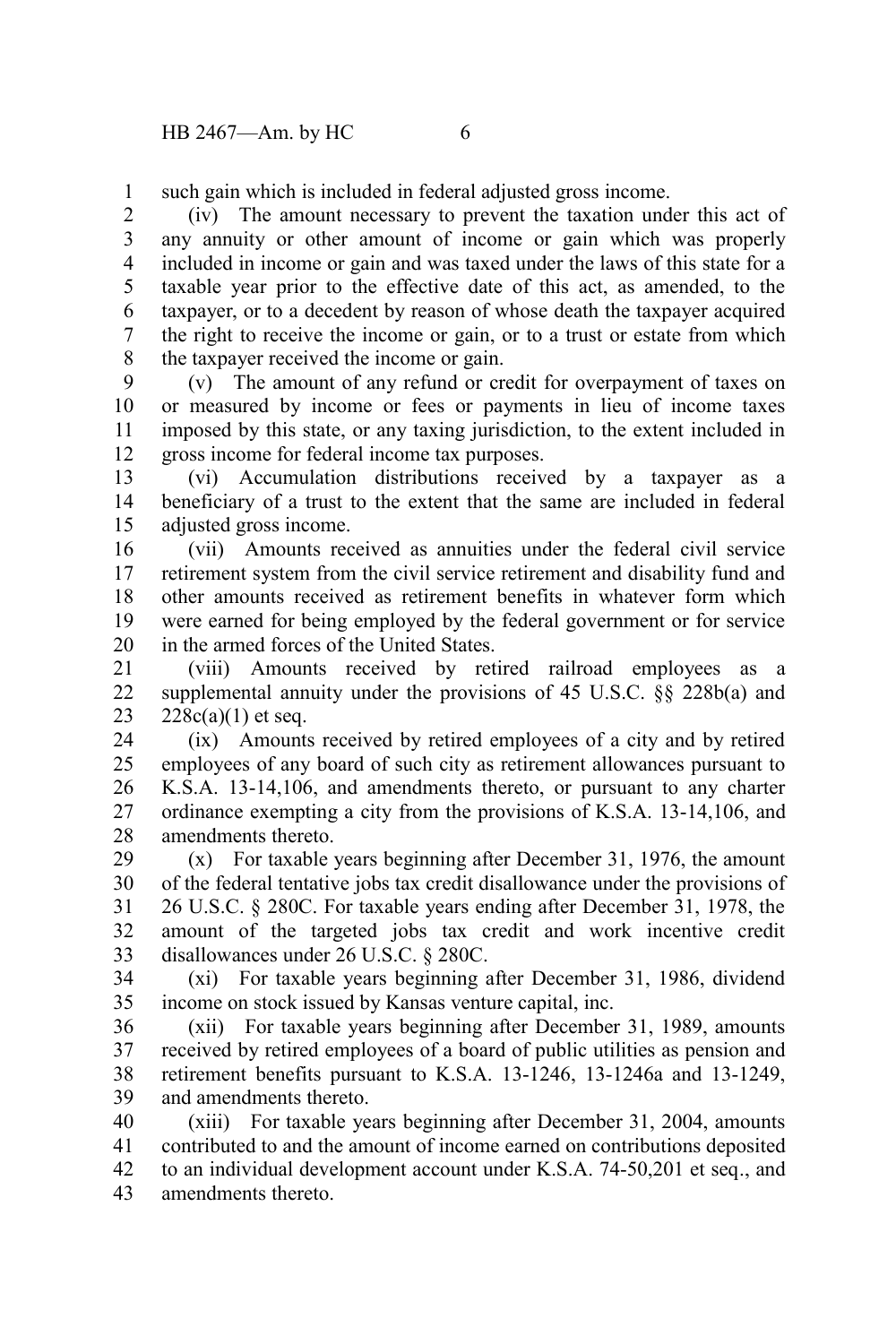such gain which is included in federal adjusted gross income.

(iv) The amount necessary to prevent the taxation under this act of any annuity or other amount of income or gain which was properly included in income or gain and was taxed under the laws of this state for a taxable year prior to the effective date of this act, as amended, to the taxpayer, or to a decedent by reason of whose death the taxpayer acquired the right to receive the income or gain, or to a trust or estate from which the taxpayer received the income or gain.

(v) The amount of any refund or credit for overpayment of taxes on or measured by income or fees or payments in lieu of income taxes imposed by this state, or any taxing jurisdiction, to the extent included in gross income for federal income tax purposes.

(vi) Accumulation distributions received by a taxpayer as a beneficiary of a trust to the extent that the same are included in federal adjusted gross income.

(vii) Amounts received as annuities under the federal civil service retirement system from the civil service retirement and disability fund and other amounts received as retirement benefits in whatever form which were earned for being employed by the federal government or for service in the armed forces of the United States.

(viii) Amounts received by retired railroad employees as a supplemental annuity under the provisions of 45 U.S.C. §§ 228b(a) and 228c(a)(1) et seq.

(ix) Amounts received by retired employees of a city and by retired employees of any board of such city as retirement allowances pursuant to K.S.A. 13-14,106, and amendments thereto, or pursuant to any charter ordinance exempting a city from the provisions of K.S.A. 13-14,106, and amendments thereto.

(x) For taxable years beginning after December 31, 1976, the amount of the federal tentative jobs tax credit disallowance under the provisions of 26 U.S.C. § 280C. For taxable years ending after December 31, 1978, the amount of the targeted jobs tax credit and work incentive credit disallowances under 26 U.S.C. § 280C.

(xi) For taxable years beginning after December 31, 1986, dividend income on stock issued by Kansas venture capital, inc.

(xii) For taxable years beginning after December 31, 1989, amounts received by retired employees of a board of public utilities as pension and retirement benefits pursuant to K.S.A. 13-1246, 13-1246a and 13-1249, and amendments thereto.

(xiii) For taxable years beginning after December 31, 2004, amounts contributed to and the amount of income earned on contributions deposited to an individual development account under K.S.A. 74-50,201 et seq., and amendments thereto.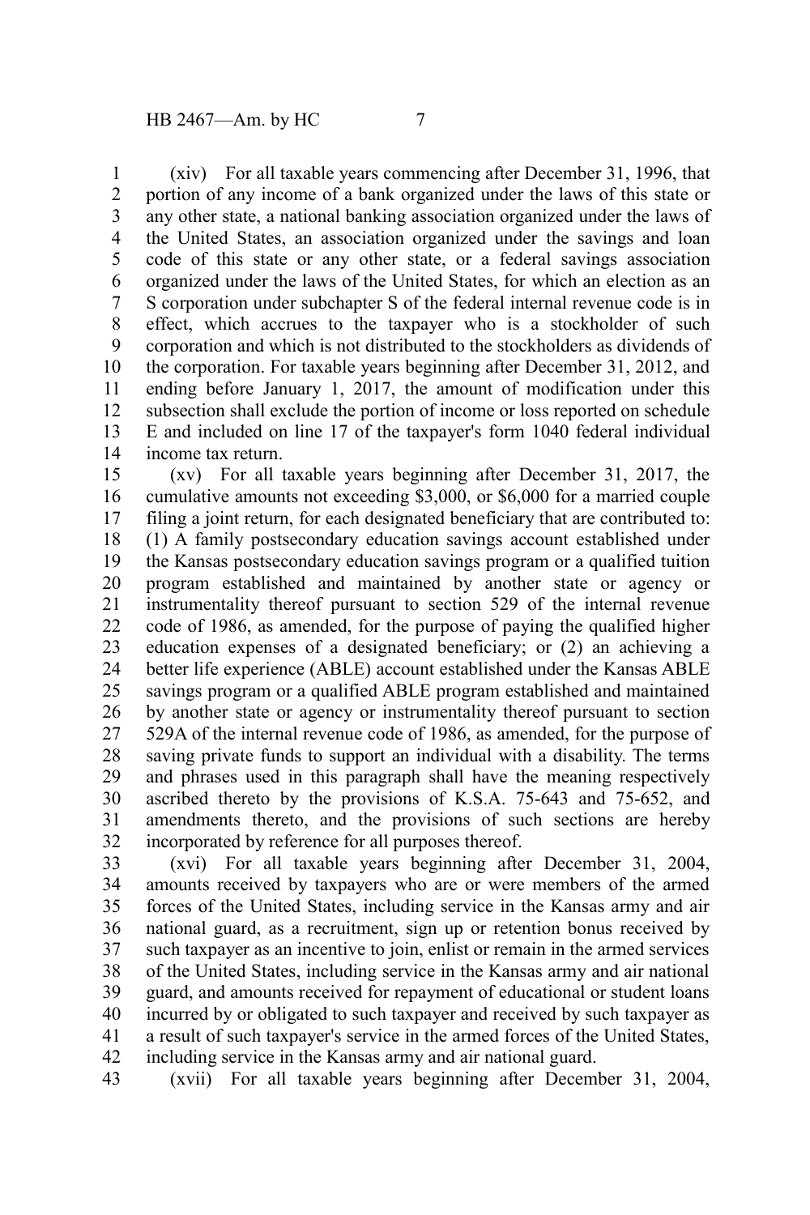(xiv) For all taxable years commencing after December 31, 1996, that portion of any income of a bank organized under the laws of this state or any other state, a national banking association organized under the laws of the United States, an association organized under the savings and loan code of this state or any other state, or a federal savings association organized under the laws of the United States, for which an election as an S corporation under subchapter S of the federal internal revenue code is in effect, which accrues to the taxpayer who is a stockholder of such corporation and which is not distributed to the stockholders as dividends of the corporation. For taxable years beginning after December 31, 2012, and ending before January 1, 2017, the amount of modification under this subsection shall exclude the portion of income or loss reported on schedule E and included on line 17 of the taxpayer's form 1040 federal individual income tax return.

(xv) For all taxable years beginning after December 31, 2017, the cumulative amounts not exceeding $3,000, or $6,000 for a married couple filing a joint return, for each designated beneficiary that are contributed to: (1) A family postsecondary education savings account established under the Kansas postsecondary education savings program or a qualified tuition program established and maintained by another state or agency or instrumentality thereof pursuant to section 529 of the internal revenue code of 1986, as amended, for the purpose of paying the qualified higher education expenses of a designated beneficiary; or (2) an achieving a better life experience (ABLE) account established under the Kansas ABLE savings program or a qualified ABLE program established and maintained by another state or agency or instrumentality thereof pursuant to section 529A of the internal revenue code of 1986, as amended, for the purpose of saving private funds to support an individual with a disability. The terms and phrases used in this paragraph shall have the meaning respectively ascribed thereto by the provisions of K.S.A. 75-643 and 75-652, and amendments thereto, and the provisions of such sections are hereby incorporated by reference for all purposes thereof.

(xvi) For all taxable years beginning after December 31, 2004, amounts received by taxpayers who are or were members of the armed forces of the United States, including service in the Kansas army and air national guard, as a recruitment, sign up or retention bonus received by such taxpayer as an incentive to join, enlist or remain in the armed services of the United States, including service in the Kansas army and air national guard, and amounts received for repayment of educational or student loans incurred by or obligated to such taxpayer and received by such taxpayer as a result of such taxpayer's service in the armed forces of the United States, including service in the Kansas army and air national guard.

(xvii) For all taxable years beginning after December 31, 2004,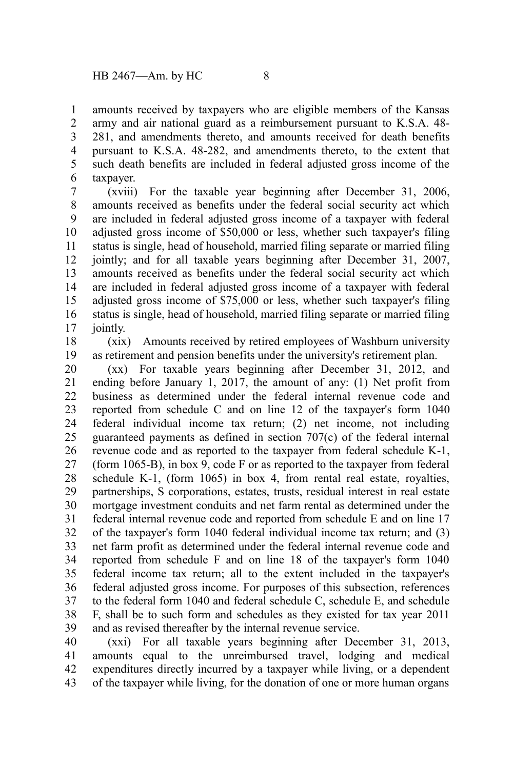amounts received by taxpayers who are eligible members of the Kansas army and air national guard as a reimbursement pursuant to K.S.A. 48-281, and amendments thereto, and amounts received for death benefits pursuant to K.S.A. 48-282, and amendments thereto, to the extent that such death benefits are included in federal adjusted gross income of the taxpayer.

(xviii) For the taxable year beginning after December 31, 2006, amounts received as benefits under the federal social security act which are included in federal adjusted gross income of a taxpayer with federal adjusted gross income of $50,000 or less, whether such taxpayer's filing status is single, head of household, married filing separate or married filing jointly; and for all taxable years beginning after December 31, 2007, amounts received as benefits under the federal social security act which are included in federal adjusted gross income of a taxpayer with federal adjusted gross income of $75,000 or less, whether such taxpayer's filing status is single, head of household, married filing separate or married filing jointly.

(xix) Amounts received by retired employees of Washburn university as retirement and pension benefits under the university's retirement plan.

(xx) For taxable years beginning after December 31, 2012, and ending before January 1, 2017, the amount of any: (1) Net profit from business as determined under the federal internal revenue code and reported from schedule C and on line 12 of the taxpayer's form 1040 federal individual income tax return; (2) net income, not including guaranteed payments as defined in section 707(c) of the federal internal revenue code and as reported to the taxpayer from federal schedule K-1, (form 1065-B), in box 9, code F or as reported to the taxpayer from federal schedule K-1, (form 1065) in box 4, from rental real estate, royalties, partnerships, S corporations, estates, trusts, residual interest in real estate mortgage investment conduits and net farm rental as determined under the federal internal revenue code and reported from schedule E and on line 17 of the taxpayer's form 1040 federal individual income tax return; and (3) net farm profit as determined under the federal internal revenue code and reported from schedule F and on line 18 of the taxpayer's form 1040 federal income tax return; all to the extent included in the taxpayer's federal adjusted gross income. For purposes of this subsection, references to the federal form 1040 and federal schedule C, schedule E, and schedule F, shall be to such form and schedules as they existed for tax year 2011 and as revised thereafter by the internal revenue service.

(xxi) For all taxable years beginning after December 31, 2013, amounts equal to the unreimbursed travel, lodging and medical expenditures directly incurred by a taxpayer while living, or a dependent of the taxpayer while living, for the donation of one or more human organs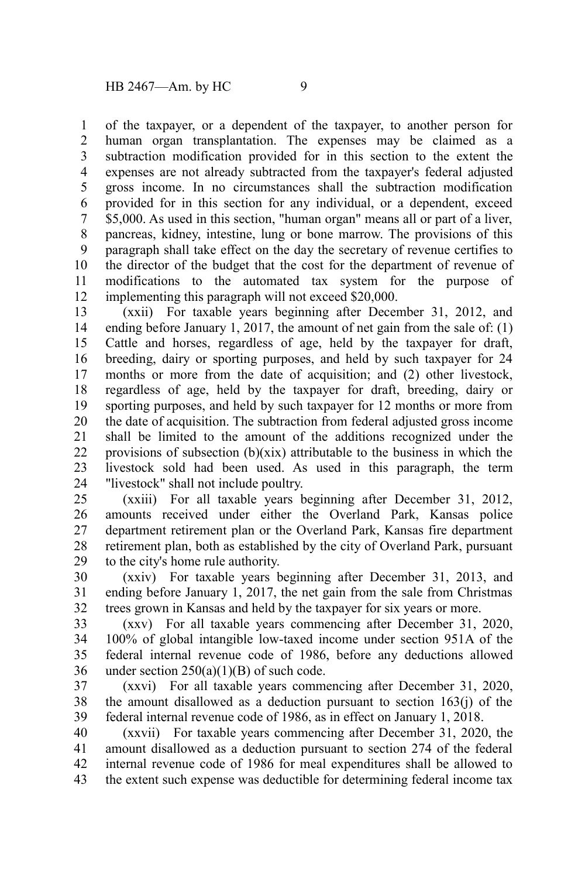of the taxpayer, or a dependent of the taxpayer, to another person for human organ transplantation. The expenses may be claimed as a subtraction modification provided for in this section to the extent the expenses are not already subtracted from the taxpayer's federal adjusted gross income. In no circumstances shall the subtraction modification provided for in this section for any individual, or a dependent, exceed $5,000. As used in this section, "human organ" means all or part of a liver, pancreas, kidney, intestine, lung or bone marrow. The provisions of this paragraph shall take effect on the day the secretary of revenue certifies to the director of the budget that the cost for the department of revenue of modifications to the automated tax system for the purpose of implementing this paragraph will not exceed $20,000.

(xxii) For taxable years beginning after December 31, 2012, and ending before January 1, 2017, the amount of net gain from the sale of: (1) Cattle and horses, regardless of age, held by the taxpayer for draft, breeding, dairy or sporting purposes, and held by such taxpayer for 24 months or more from the date of acquisition; and (2) other livestock, regardless of age, held by the taxpayer for draft, breeding, dairy or sporting purposes, and held by such taxpayer for 12 months or more from the date of acquisition. The subtraction from federal adjusted gross income shall be limited to the amount of the additions recognized under the provisions of subsection (b)(xix) attributable to the business in which the livestock sold had been used. As used in this paragraph, the term "livestock" shall not include poultry.

(xxiii) For all taxable years beginning after December 31, 2012, amounts received under either the Overland Park, Kansas police department retirement plan or the Overland Park, Kansas fire department retirement plan, both as established by the city of Overland Park, pursuant to the city's home rule authority.

(xxiv) For taxable years beginning after December 31, 2013, and ending before January 1, 2017, the net gain from the sale from Christmas trees grown in Kansas and held by the taxpayer for six years or more.

(xxv) For all taxable years commencing after December 31, 2020, 100% of global intangible low-taxed income under section 951A of the federal internal revenue code of 1986, before any deductions allowed under section 250(a)(1)(B) of such code.

(xxvi) For all taxable years commencing after December 31, 2020, the amount disallowed as a deduction pursuant to section 163(j) of the federal internal revenue code of 1986, as in effect on January 1, 2018.

(xxvii) For taxable years commencing after December 31, 2020, the amount disallowed as a deduction pursuant to section 274 of the federal internal revenue code of 1986 for meal expenditures shall be allowed to the extent such expense was deductible for determining federal income tax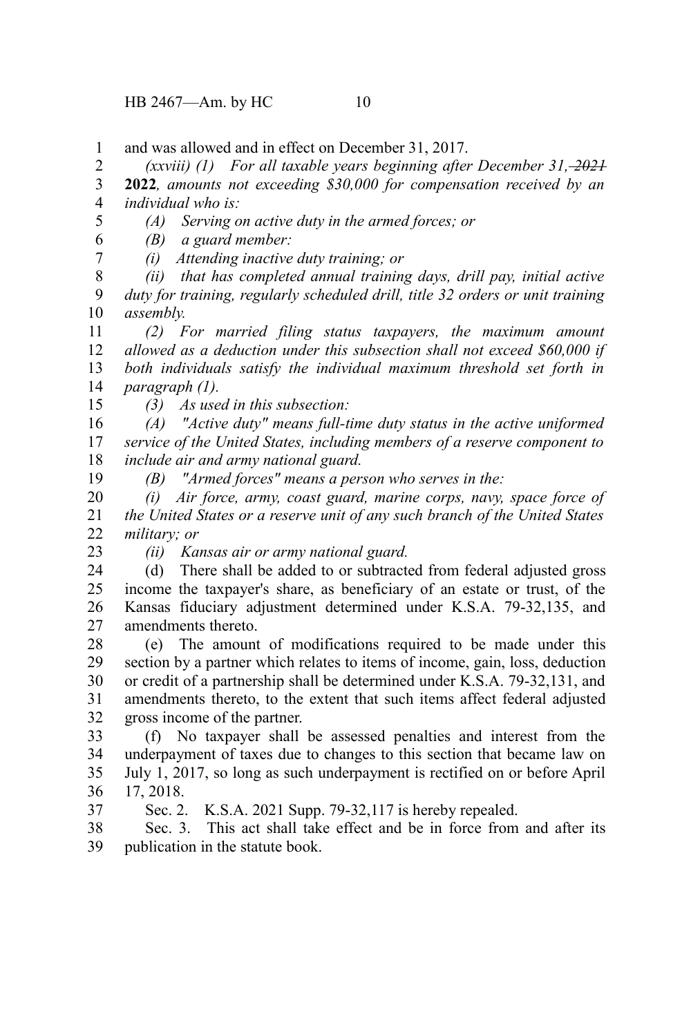and was allowed and in effect on December 31, 2017.

*(xxviii) (1) For all taxable years beginning after December 31,* ~~*2021*~~ **2022***, amounts not exceeding $30,000 for compensation received by an individual who is:*

*(A) Serving on active duty in the armed forces; or*

*(B) a guard member:*

*(i) Attending inactive duty training; or*

*(ii) that has completed annual training days, drill pay, initial active duty for training, regularly scheduled drill, title 32 orders or unit training assembly.*

*(2) For married filing status taxpayers, the maximum amount allowed as a deduction under this subsection shall not exceed $60,000 if both individuals satisfy the individual maximum threshold set forth in paragraph (1).*

*(3) As used in this subsection:*

*(A) "Active duty" means full-time duty status in the active uniformed service of the United States, including members of a reserve component to include air and army national guard.*

*(B) "Armed forces" means a person who serves in the:*

*(i) Air force, army, coast guard, marine corps, navy, space force of the United States or a reserve unit of any such branch of the United States military; or*

*(ii) Kansas air or army national guard.*

(d) There shall be added to or subtracted from federal adjusted gross income the taxpayer's share, as beneficiary of an estate or trust, of the Kansas fiduciary adjustment determined under K.S.A. 79-32,135, and amendments thereto.

(e) The amount of modifications required to be made under this section by a partner which relates to items of income, gain, loss, deduction or credit of a partnership shall be determined under K.S.A. 79-32,131, and amendments thereto, to the extent that such items affect federal adjusted gross income of the partner.

(f) No taxpayer shall be assessed penalties and interest from the underpayment of taxes due to changes to this section that became law on July 1, 2017, so long as such underpayment is rectified on or before April 17, 2018.

Sec. 2. K.S.A. 2021 Supp. 79-32,117 is hereby repealed.

Sec. 3. This act shall take effect and be in force from and after its publication in the statute book.